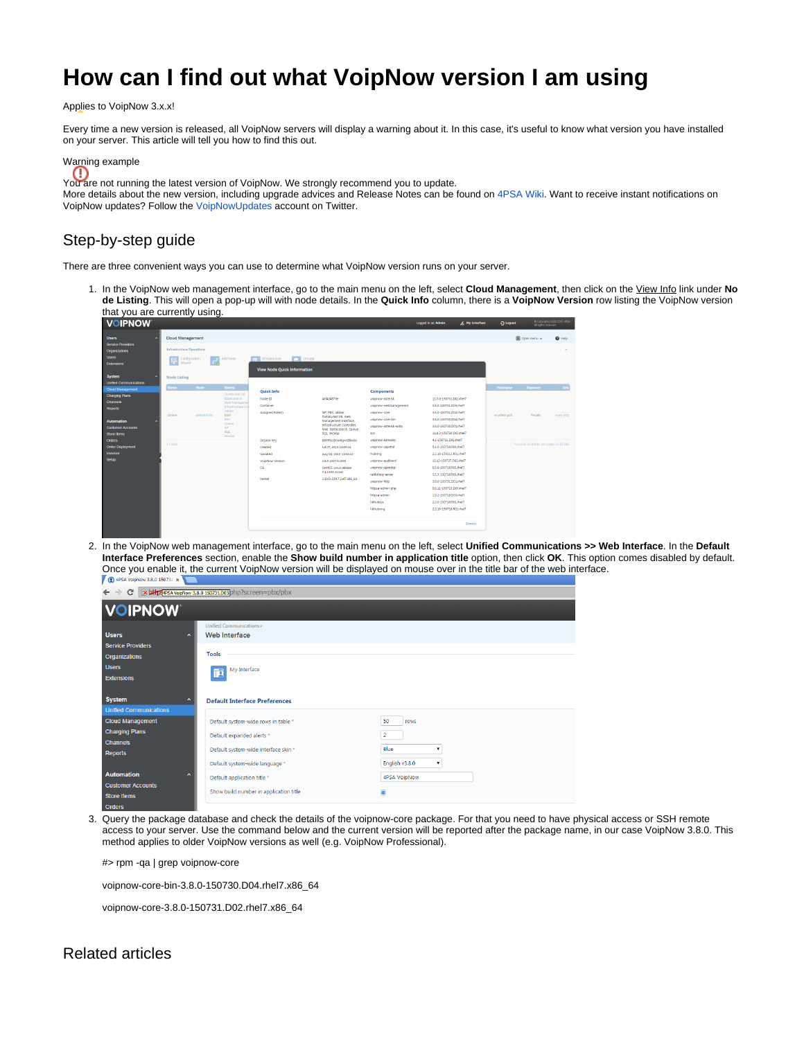# How can I find out what VoipNow version I am using

Applies to VoipNow 3.x.x!

Every time a new version is released, all VoipNow servers will display a warning about it. In this case, it's useful to know what version you have installed on your server. This article will tell you how to find this out.

Warning example

You are not running the latest version of VoipNow. We strongly recommend you to update.
More details about the new version, including upgrade advices and Release Notes can be found on 4PSA Wiki. Want to receive instant notifications on VoipNow updates? Follow the VoipNowUpdates account on Twitter.

## Step-by-step guide

There are three convenient ways you can use to determine what VoipNow version runs on your server.

1. In the VoipNow web management interface, go to the main menu on the left, select **Cloud Management**, then click on the View Info link under **Node Listing**. This will open a pop-up will with node details. In the **Quick Info** column, there is a **VoipNow Version** row listing the VoipNow version that you are currently using.
2. In the VoipNow web management interface, go to the main menu on the left, select **Unified Communications >> Web Interface**. In the **Default Interface Preferences** section, enable the **Show build number in application title** option, then click **OK**. This option comes disabled by default. Once you enable it, the current VoipNow version will be displayed on mouse over in the title bar of the web interface.
3. Query the package database and check the details of the voipnow-core package. For that you need to have physical access or SSH remote access to your server. Use the command below and the current version will be reported after the package name, in our case VoipNow 3.8.0. This method applies to older VoipNow versions as well (e.g. VoipNow Professional).

   #> rpm -qa | grep voipnow-core

   voipnow-core-bin-3.8.0-150730.D04.rhel7.x86_64

   voipnow-core-3.8.0-150731.D02.rhel7.x86_64

## Related articles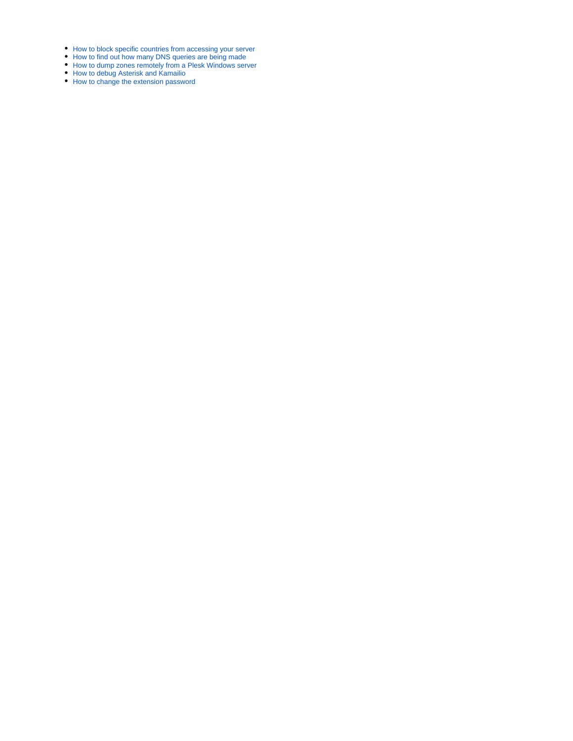- How to block specific countries from accessing your server
- How to find out how many DNS queries are being made
- How to dump zones remotely from a Plesk Windows server
- How to debug Asterisk and Kamailio
- How to change the extension password